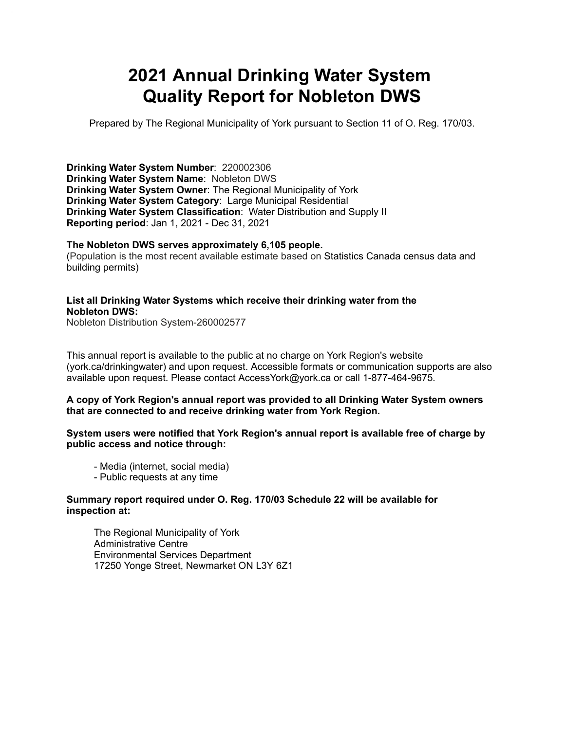# 2021 Annual Drinking Water System Quality Report for Nobleton DWS

Prepared by The Regional Municipality of York pursuant to Section 11 of O. Reg. 170/03.

**Drinking Water System Number**: 220002306
**Drinking Water System Name**: Nobleton DWS
**Drinking Water System Owner**: The Regional Municipality of York
**Drinking Water System Category**: Large Municipal Residential
**Drinking Water System Classification**: Water Distribution and Supply II
**Reporting period**: Jan 1, 2021 - Dec 31, 2021

**The Nobleton DWS serves approximately 6,105 people.**
(Population is the most recent available estimate based on Statistics Canada census data and building permits)

**List all Drinking Water Systems which receive their drinking water from the Nobleton DWS:**
Nobleton Distribution System-260002577

This annual report is available to the public at no charge on York Region's website (york.ca/drinkingwater) and upon request. Accessible formats or communication supports are also available upon request. Please contact AccessYork@york.ca or call 1-877-464-9675.

**A copy of York Region's annual report was provided to all Drinking Water System owners that are connected to and receive drinking water from York Region.**

**System users were notified that York Region's annual report is available free of charge by public access and notice through:**

- Media (internet, social media)
- Public requests at any time

**Summary report required under O. Reg. 170/03 Schedule 22 will be available for inspection at:**

The Regional Municipality of York
Administrative Centre
Environmental Services Department
17250 Yonge Street, Newmarket ON L3Y 6Z1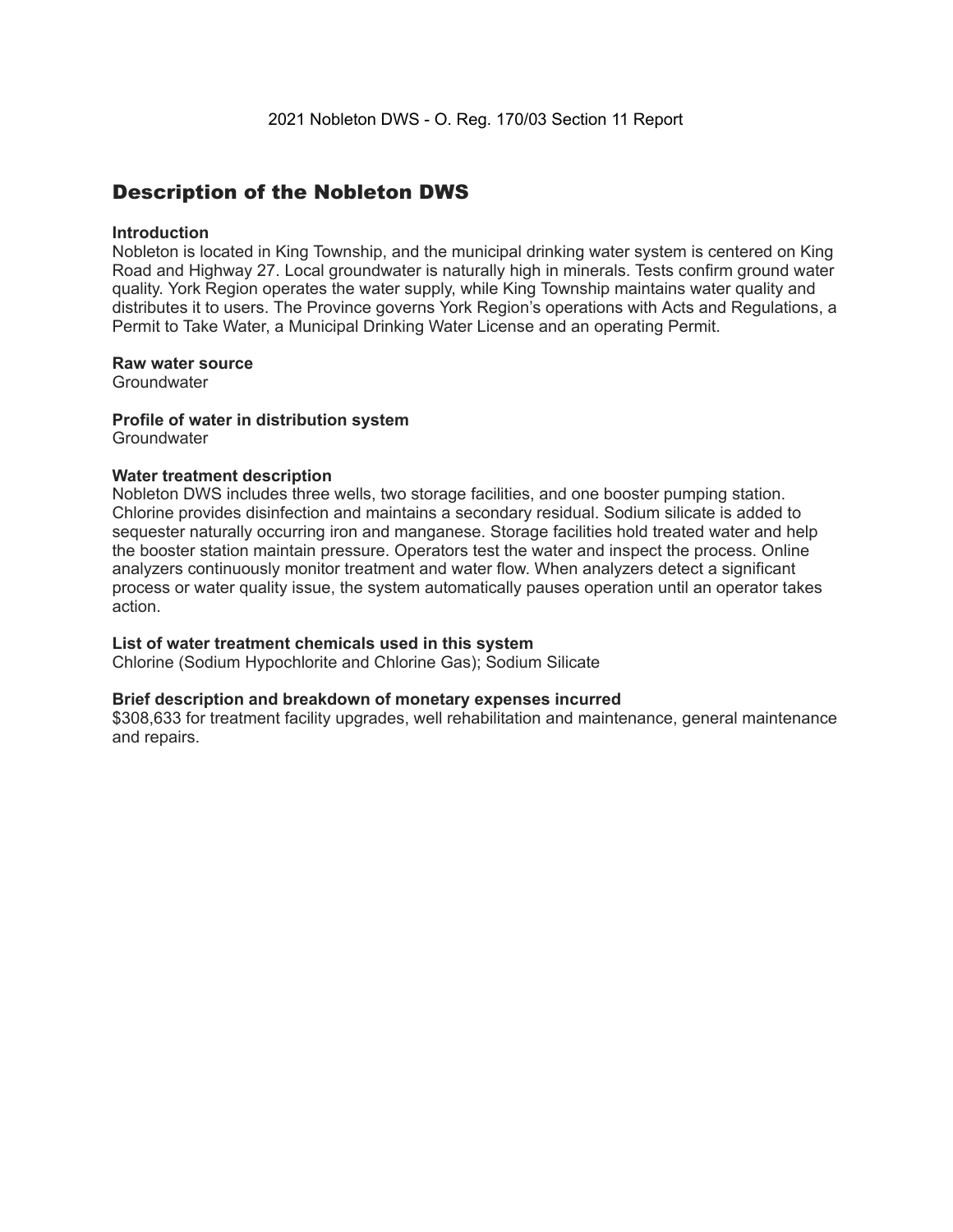2021 Nobleton DWS - O. Reg. 170/03 Section 11 Report

## Description of the Nobleton DWS

**Introduction**
Nobleton is located in King Township, and the municipal drinking water system is centered on King Road and Highway 27. Local groundwater is naturally high in minerals. Tests confirm ground water quality. York Region operates the water supply, while King Township maintains water quality and distributes it to users. The Province governs York Region's operations with Acts and Regulations, a Permit to Take Water, a Municipal Drinking Water License and an operating Permit.

**Raw water source**
Groundwater

**Profile of water in distribution system**
Groundwater

**Water treatment description**
Nobleton DWS includes three wells, two storage facilities, and one booster pumping station. Chlorine provides disinfection and maintains a secondary residual. Sodium silicate is added to sequester naturally occurring iron and manganese. Storage facilities hold treated water and help the booster station maintain pressure. Operators test the water and inspect the process. Online analyzers continuously monitor treatment and water flow. When analyzers detect a significant process or water quality issue, the system automatically pauses operation until an operator takes action.

**List of water treatment chemicals used in this system**
Chlorine (Sodium Hypochlorite and Chlorine Gas); Sodium Silicate

**Brief description and breakdown of monetary expenses incurred**
$308,633 for treatment facility upgrades, well rehabilitation and maintenance, general maintenance and repairs.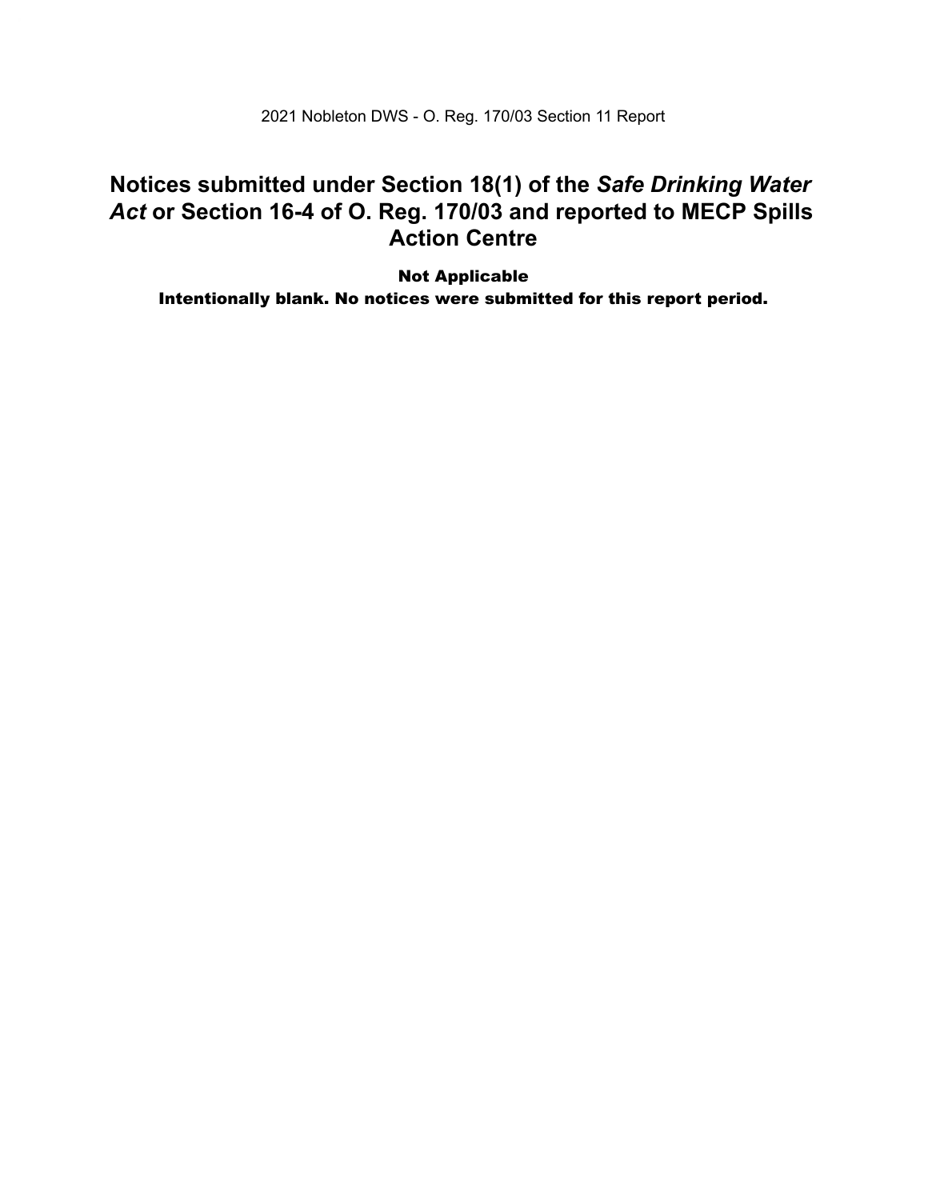# Notices submitted under Section 18(1) of the *Safe Drinking Water Act* or Section 16-4 of O. Reg. 170/03 and reported to MECP Spills Action Centre

**Not Applicable**

**Intentionally blank. No notices were submitted for this report period.**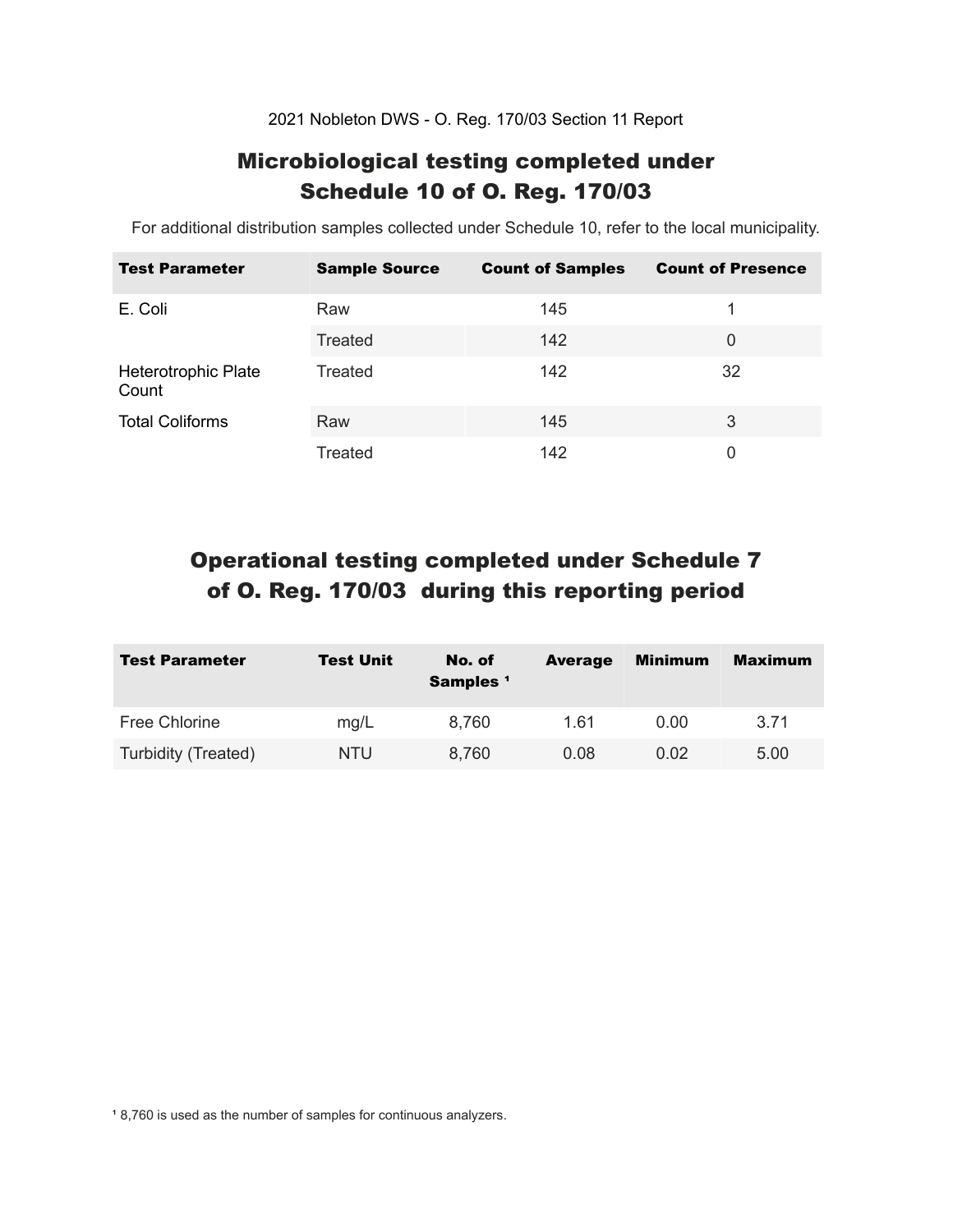2021 Nobleton DWS - O. Reg. 170/03 Section 11 Report

# Microbiological testing completed under Schedule 10 of O. Reg. 170/03

For additional distribution samples collected under Schedule 10, refer to the local municipality.

| Test Parameter | Sample Source | Count of Samples | Count of Presence |
|---|---|---|---|
| E. Coli | Raw | 145 | 1 |
| | Treated | 142 | 0 |
| Heterotrophic Plate Count | Treated | 142 | 32 |
| Total Coliforms | Raw | 145 | 3 |
| | Treated | 142 | 0 |

# Operational testing completed under Schedule 7 of O. Reg. 170/03 during this reporting period

| Test Parameter | Test Unit | No. of Samples [1] | Average | Minimum | Maximum |
|---|---|---|---|---|---|
| Free Chlorine | mg/L | 8,760 | 1.61 | 0.00 | 3.71 |
| Turbidity (Treated) | NTU | 8,760 | 0.08 | 0.02 | 5.00 |

[1] 8,760 is used as the number of samples for continuous analyzers.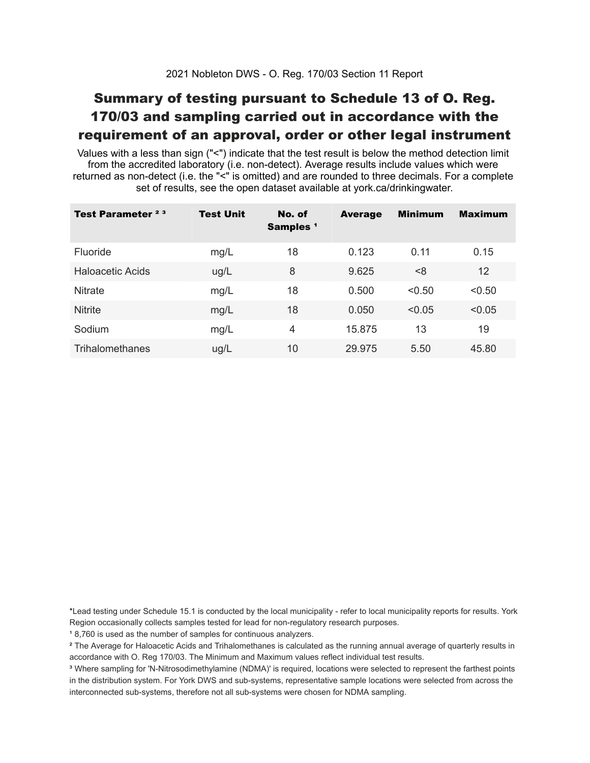2021 Nobleton DWS - O. Reg. 170/03 Section 11 Report

# Summary of testing pursuant to Schedule 13 of O. Reg. 170/03 and sampling carried out in accordance with the requirement of an approval, order or other legal instrument

Values with a less than sign ("<") indicate that the test result is below the method detection limit from the accredited laboratory (i.e. non-detect). Average results include values which were returned as non-detect (i.e. the "<" is omitted) and are rounded to three decimals. For a complete set of results, see the open dataset available at york.ca/drinkingwater.

| Test Parameter [2] [3] | Test Unit | No. of Samples [1] | Average | Minimum | Maximum |
|---|---|---|---|---|---|
| Fluoride | mg/L | 18 | 0.123 | 0.11 | 0.15 |
| Haloacetic Acids | ug/L | 8 | 9.625 | <8 | 12 |
| Nitrate | mg/L | 18 | 0.500 | <0.50 | <0.50 |
| Nitrite | mg/L | 18 | 0.050 | <0.05 | <0.05 |
| Sodium | mg/L | 4 | 15.875 | 13 | 19 |
| Trihalomethanes | ug/L | 10 | 29.975 | 5.50 | 45.80 |

*Lead testing under Schedule 15.1 is conducted by the local municipality - refer to local municipality reports for results. York Region occasionally collects samples tested for lead for non-regulatory research purposes.

[1] 8,760 is used as the number of samples for continuous analyzers.

[2] The Average for Haloacetic Acids and Trihalomethanes is calculated as the running annual average of quarterly results in accordance with O. Reg 170/03. The Minimum and Maximum values reflect individual test results.

[3] Where sampling for 'N-Nitrosodimethylamine (NDMA)' is required, locations were selected to represent the farthest points in the distribution system. For York DWS and sub-systems, representative sample locations were selected from across the interconnected sub-systems, therefore not all sub-systems were chosen for NDMA sampling.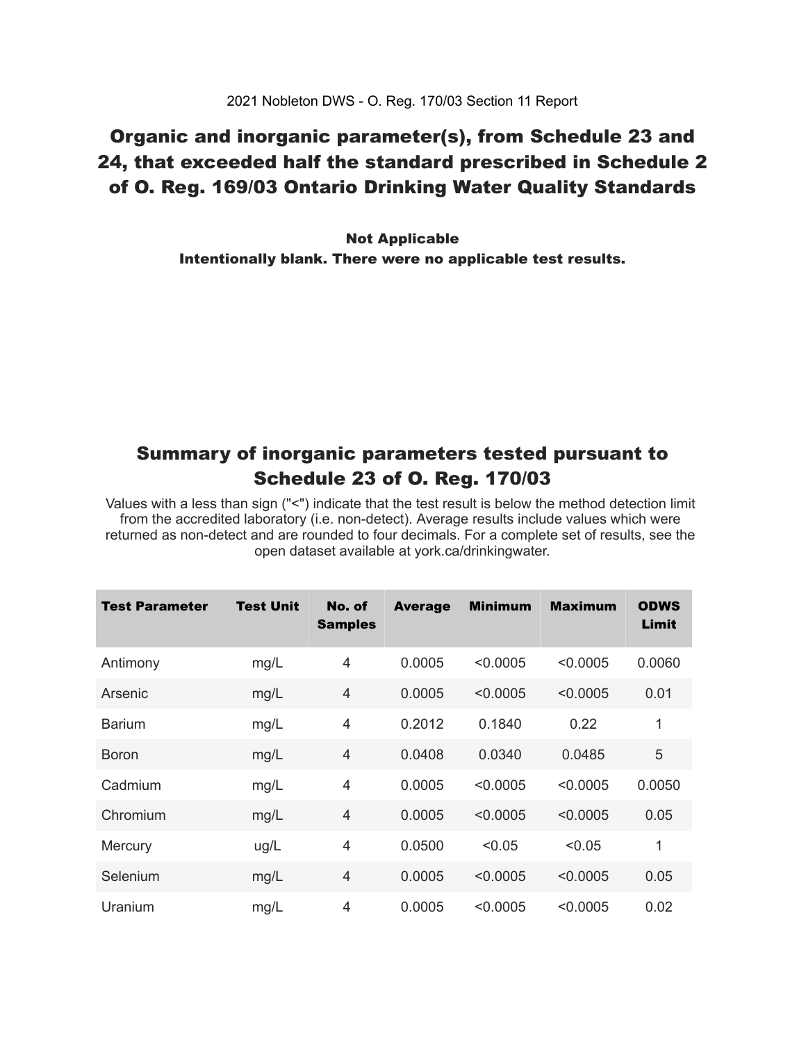2021 Nobleton DWS - O. Reg. 170/03 Section 11 Report

## Organic and inorganic parameter(s), from Schedule 23 and 24, that exceeded half the standard prescribed in Schedule 2 of O. Reg. 169/03 Ontario Drinking Water Quality Standards

**Not Applicable**
**Intentionally blank. There were no applicable test results.**

## Summary of inorganic parameters tested pursuant to Schedule 23 of O. Reg. 170/03

Values with a less than sign ("<") indicate that the test result is below the method detection limit from the accredited laboratory (i.e. non-detect). Average results include values which were returned as non-detect and are rounded to four decimals. For a complete set of results, see the open dataset available at york.ca/drinkingwater.

| Test Parameter | Test Unit | No. of Samples | Average | Minimum | Maximum | ODWS Limit |
|---|---|---|---|---|---|---|
| Antimony | mg/L | 4 | 0.0005 | <0.0005 | <0.0005 | 0.0060 |
| Arsenic | mg/L | 4 | 0.0005 | <0.0005 | <0.0005 | 0.01 |
| Barium | mg/L | 4 | 0.2012 | 0.1840 | 0.22 | 1 |
| Boron | mg/L | 4 | 0.0408 | 0.0340 | 0.0485 | 5 |
| Cadmium | mg/L | 4 | 0.0005 | <0.0005 | <0.0005 | 0.0050 |
| Chromium | mg/L | 4 | 0.0005 | <0.0005 | <0.0005 | 0.05 |
| Mercury | ug/L | 4 | 0.0500 | <0.05 | <0.05 | 1 |
| Selenium | mg/L | 4 | 0.0005 | <0.0005 | <0.0005 | 0.05 |
| Uranium | mg/L | 4 | 0.0005 | <0.0005 | <0.0005 | 0.02 |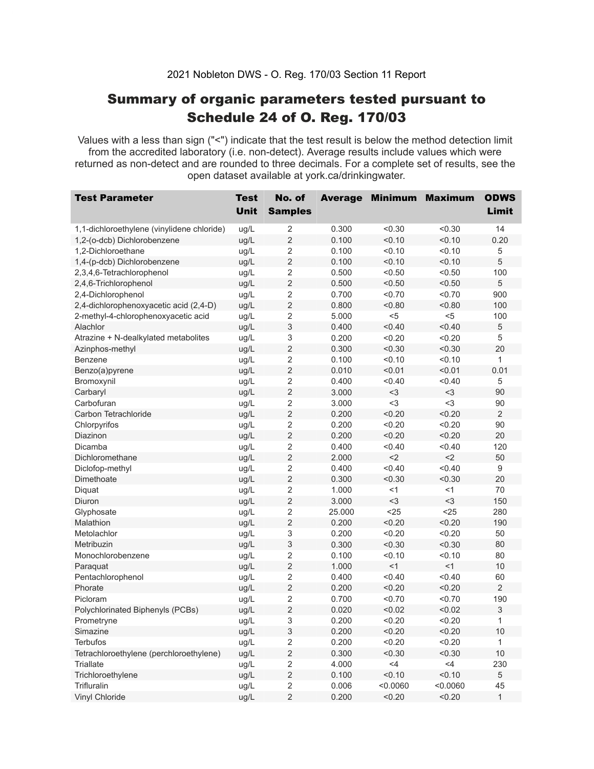2021 Nobleton DWS - O. Reg. 170/03 Section 11 Report

# Summary of organic parameters tested pursuant to Schedule 24 of O. Reg. 170/03

Values with a less than sign ("<") indicate that the test result is below the method detection limit from the accredited laboratory (i.e. non-detect). Average results include values which were returned as non-detect and are rounded to three decimals. For a complete set of results, see the open dataset available at york.ca/drinkingwater.

| Test Parameter | Test Unit | No. of Samples | Average | Minimum | Maximum | ODWS Limit |
|---|---|---|---|---|---|---|
| 1,1-dichloroethylene (vinylidene chloride) | ug/L | 2 | 0.300 | <0.30 | <0.30 | 14 |
| 1,2-(o-dcb) Dichlorobenzene | ug/L | 2 | 0.100 | <0.10 | <0.10 | 0.20 |
| 1,2-Dichloroethane | ug/L | 2 | 0.100 | <0.10 | <0.10 | 5 |
| 1,4-(p-dcb) Dichlorobenzene | ug/L | 2 | 0.100 | <0.10 | <0.10 | 5 |
| 2,3,4,6-Tetrachlorophenol | ug/L | 2 | 0.500 | <0.50 | <0.50 | 100 |
| 2,4,6-Trichlorophenol | ug/L | 2 | 0.500 | <0.50 | <0.50 | 5 |
| 2,4-Dichlorophenol | ug/L | 2 | 0.700 | <0.70 | <0.70 | 900 |
| 2,4-dichlorophenoxyacetic acid (2,4-D) | ug/L | 2 | 0.800 | <0.80 | <0.80 | 100 |
| 2-methyl-4-chlorophenoxyacetic acid | ug/L | 2 | 5.000 | <5 | <5 | 100 |
| Alachlor | ug/L | 3 | 0.400 | <0.40 | <0.40 | 5 |
| Atrazine + N-dealkylated metabolites | ug/L | 3 | 0.200 | <0.20 | <0.20 | 5 |
| Azinphos-methyl | ug/L | 2 | 0.300 | <0.30 | <0.30 | 20 |
| Benzene | ug/L | 2 | 0.100 | <0.10 | <0.10 | 1 |
| Benzo(a)pyrene | ug/L | 2 | 0.010 | <0.01 | <0.01 | 0.01 |
| Bromoxynil | ug/L | 2 | 0.400 | <0.40 | <0.40 | 5 |
| Carbaryl | ug/L | 2 | 3.000 | <3 | <3 | 90 |
| Carbofuran | ug/L | 2 | 3.000 | <3 | <3 | 90 |
| Carbon Tetrachloride | ug/L | 2 | 0.200 | <0.20 | <0.20 | 2 |
| Chlorpyrifos | ug/L | 2 | 0.200 | <0.20 | <0.20 | 90 |
| Diazinon | ug/L | 2 | 0.200 | <0.20 | <0.20 | 20 |
| Dicamba | ug/L | 2 | 0.400 | <0.40 | <0.40 | 120 |
| Dichloromethane | ug/L | 2 | 2.000 | <2 | <2 | 50 |
| Diclofop-methyl | ug/L | 2 | 0.400 | <0.40 | <0.40 | 9 |
| Dimethoate | ug/L | 2 | 0.300 | <0.30 | <0.30 | 20 |
| Diquat | ug/L | 2 | 1.000 | <1 | <1 | 70 |
| Diuron | ug/L | 2 | 3.000 | <3 | <3 | 150 |
| Glyphosate | ug/L | 2 | 25.000 | <25 | <25 | 280 |
| Malathion | ug/L | 2 | 0.200 | <0.20 | <0.20 | 190 |
| Metolachlor | ug/L | 3 | 0.200 | <0.20 | <0.20 | 50 |
| Metribuzin | ug/L | 3 | 0.300 | <0.30 | <0.30 | 80 |
| Monochlorobenzene | ug/L | 2 | 0.100 | <0.10 | <0.10 | 80 |
| Paraquat | ug/L | 2 | 1.000 | <1 | <1 | 10 |
| Pentachlorophenol | ug/L | 2 | 0.400 | <0.40 | <0.40 | 60 |
| Phorate | ug/L | 2 | 0.200 | <0.20 | <0.20 | 2 |
| Picloram | ug/L | 2 | 0.700 | <0.70 | <0.70 | 190 |
| Polychlorinated Biphenyls (PCBs) | ug/L | 2 | 0.020 | <0.02 | <0.02 | 3 |
| Prometryne | ug/L | 3 | 0.200 | <0.20 | <0.20 | 1 |
| Simazine | ug/L | 3 | 0.200 | <0.20 | <0.20 | 10 |
| Terbufos | ug/L | 2 | 0.200 | <0.20 | <0.20 | 1 |
| Tetrachloroethylene (perchloroethylene) | ug/L | 2 | 0.300 | <0.30 | <0.30 | 10 |
| Triallate | ug/L | 2 | 4.000 | <4 | <4 | 230 |
| Trichloroethylene | ug/L | 2 | 0.100 | <0.10 | <0.10 | 5 |
| Trifluralin | ug/L | 2 | 0.006 | <0.0060 | <0.0060 | 45 |
| Vinyl Chloride | ug/L | 2 | 0.200 | <0.20 | <0.20 | 1 |